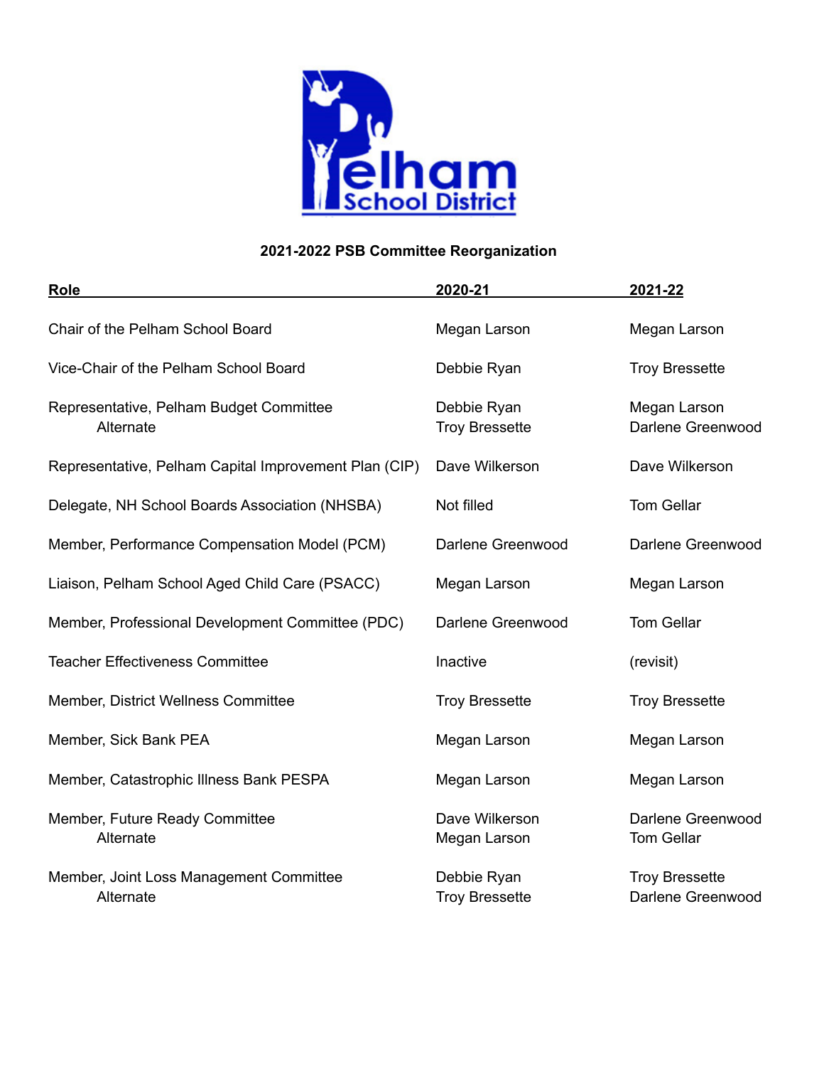Pelham School District

**2021-2022 PSB Committee Reorganization**

| Role | 2020-21 | 2021-22 |
|---|---|---|
| Chair of the Pelham School Board | Megan Larson | Megan Larson |
| Vice-Chair of the Pelham School Board | Debbie Ryan | Troy Bressette |
| Representative, Pelham Budget Committee | Debbie Ryan | Megan Larson |
| Alternate | Troy Bressette | Darlene Greenwood |
| Representative, Pelham Capital Improvement Plan (CIP) | Dave Wilkerson | Dave Wilkerson |
| Delegate, NH School Boards Association (NHSBA) | Not filled | Tom Gellar |
| Member, Performance Compensation Model (PCM) | Darlene Greenwood | Darlene Greenwood |
| Liaison, Pelham School Aged Child Care (PSACC) | Megan Larson | Megan Larson |
| Member, Professional Development Committee (PDC) | Darlene Greenwood | Tom Gellar |
| Teacher Effectiveness Committee | Inactive | (revisit) |
| Member, District Wellness Committee | Troy Bressette | Troy Bressette |
| Member, Sick Bank PEA | Megan Larson | Megan Larson |
| Member, Catastrophic Illness Bank PESPA | Megan Larson | Megan Larson |
| Member, Future Ready Committee | Dave Wilkerson | Darlene Greenwood |
| Alternate | Megan Larson | Tom Gellar |
| Member, Joint Loss Management Committee | Debbie Ryan | Troy Bressette |
| Alternate | Troy Bressette | Darlene Greenwood |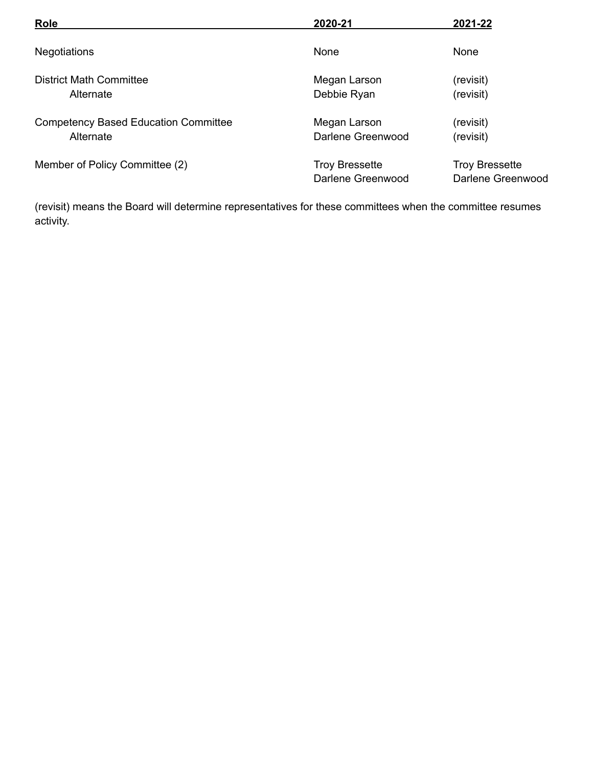| Role | 2020-21 | 2021-22 |
|---|---|---|
| Negotiations | None | None |
| District Math Committee | Megan Larson | (revisit) |
| Alternate | Debbie Ryan | (revisit) |
| Competency Based Education Committee | Megan Larson | (revisit) |
| Alternate | Darlene Greenwood | (revisit) |
| Member of Policy Committee (2) | Troy Bressette | Troy Bressette |
| | Darlene Greenwood | Darlene Greenwood |

(revisit) means the Board will determine representatives for these committees when the committee resumes activity.